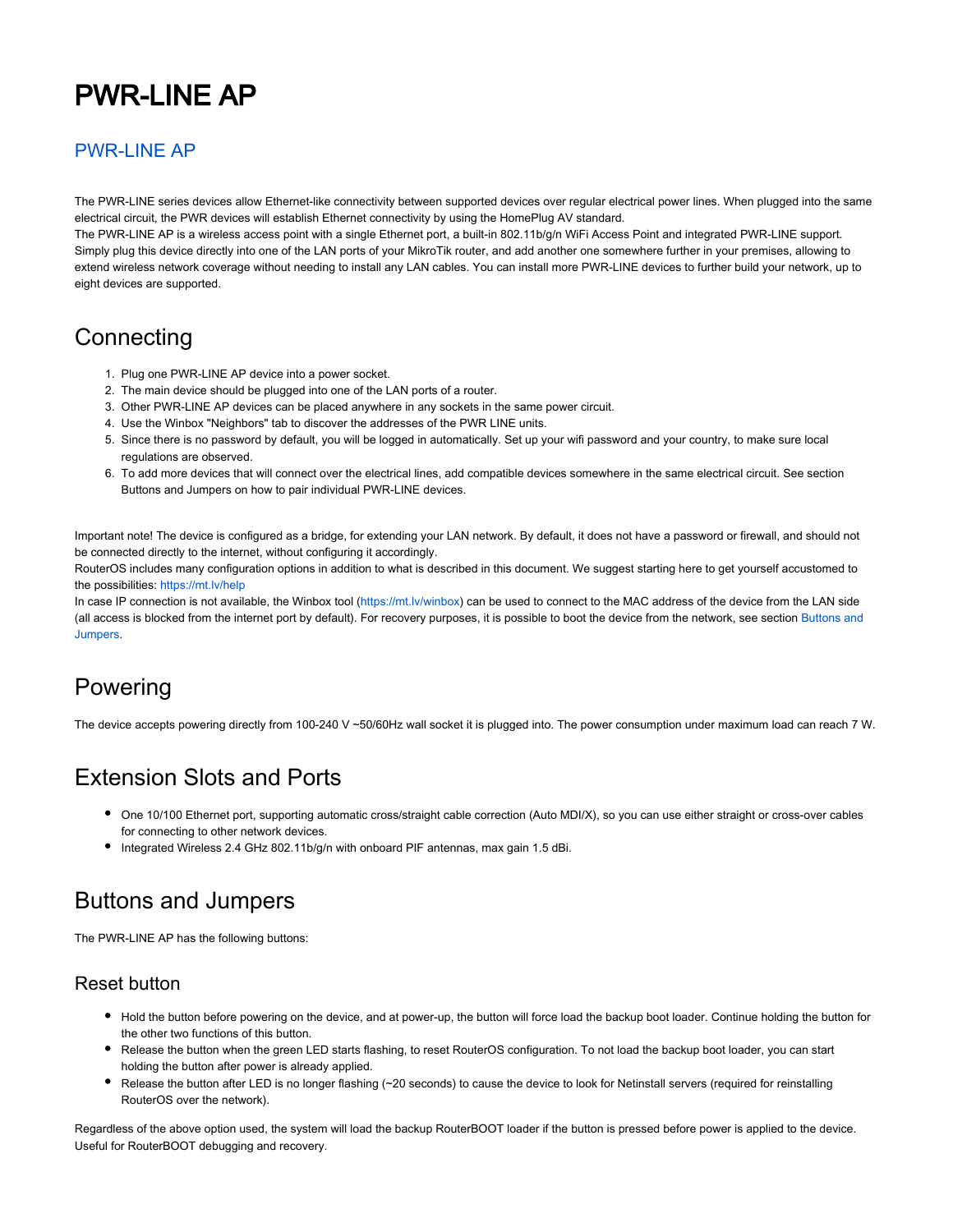# PWR-LINE AP

## PWR-LINE AP

The PWR-LINE series devices allow Ethernet-like connectivity between supported devices over regular electrical power lines. When plugged into the same electrical circuit, the PWR devices will establish Ethernet connectivity by using the HomePlug AV standard.
The PWR-LINE AP is a wireless access point with a single Ethernet port, a built-in 802.11b/g/n WiFi Access Point and integrated PWR-LINE support. Simply plug this device directly into one of the LAN ports of your MikroTik router, and add another one somewhere further in your premises, allowing to extend wireless network coverage without needing to install any LAN cables. You can install more PWR-LINE devices to further build your network, up to eight devices are supported.

## Connecting

1. Plug one PWR-LINE AP device into a power socket.
2. The main device should be plugged into one of the LAN ports of a router.
3. Other PWR-LINE AP devices can be placed anywhere in any sockets in the same power circuit.
4. Use the Winbox "Neighbors" tab to discover the addresses of the PWR LINE units.
5. Since there is no password by default, you will be logged in automatically. Set up your wifi password and your country, to make sure local regulations are observed.
6. To add more devices that will connect over the electrical lines, add compatible devices somewhere in the same electrical circuit. See section Buttons and Jumpers on how to pair individual PWR-LINE devices.

Important note! The device is configured as a bridge, for extending your LAN network. By default, it does not have a password or firewall, and should not be connected directly to the internet, without configuring it accordingly.
RouterOS includes many configuration options in addition to what is described in this document. We suggest starting here to get yourself accustomed to the possibilities: https://mt.lv/help
In case IP connection is not available, the Winbox tool (https://mt.lv/winbox) can be used to connect to the MAC address of the device from the LAN side (all access is blocked from the internet port by default). For recovery purposes, it is possible to boot the device from the network, see section Buttons and Jumpers.

## Powering

The device accepts powering directly from 100-240 V ~50/60Hz wall socket it is plugged into. The power consumption under maximum load can reach 7 W.

## Extension Slots and Ports

- One 10/100 Ethernet port, supporting automatic cross/straight cable correction (Auto MDI/X), so you can use either straight or cross-over cables for connecting to other network devices.
- Integrated Wireless 2.4 GHz 802.11b/g/n with onboard PIF antennas, max gain 1.5 dBi.

## Buttons and Jumpers

The PWR-LINE AP has the following buttons:

### Reset button

- Hold the button before powering on the device, and at power-up, the button will force load the backup boot loader. Continue holding the button for the other two functions of this button.
- Release the button when the green LED starts flashing, to reset RouterOS configuration. To not load the backup boot loader, you can start holding the button after power is already applied.
- Release the button after LED is no longer flashing (~20 seconds) to cause the device to look for Netinstall servers (required for reinstalling RouterOS over the network).

Regardless of the above option used, the system will load the backup RouterBOOT loader if the button is pressed before power is applied to the device. Useful for RouterBOOT debugging and recovery.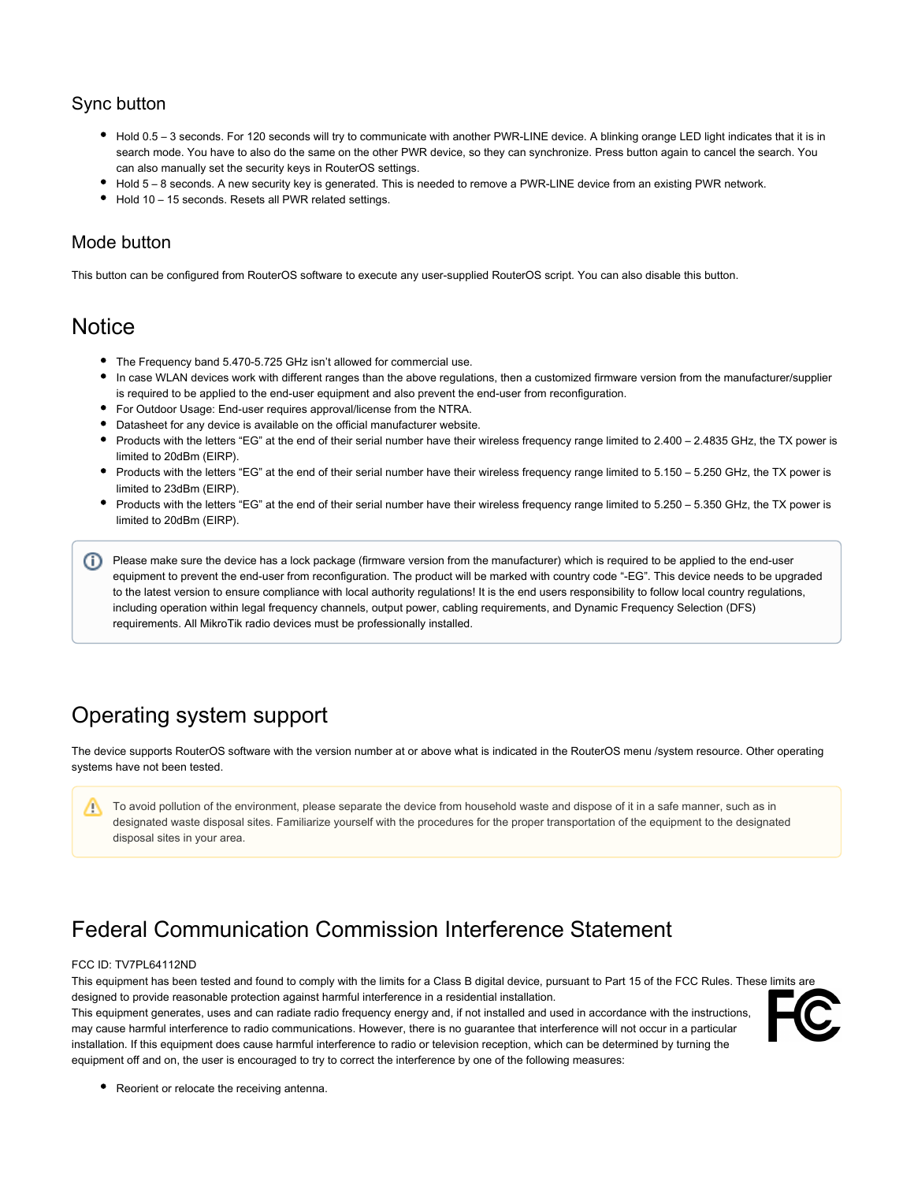### Sync button

- Hold 0.5 – 3 seconds. For 120 seconds will try to communicate with another PWR-LINE device. A blinking orange LED light indicates that it is in search mode. You have to also do the same on the other PWR device, so they can synchronize. Press button again to cancel the search. You can also manually set the security keys in RouterOS settings.
- Hold 5 – 8 seconds. A new security key is generated. This is needed to remove a PWR-LINE device from an existing PWR network.
- Hold 10 – 15 seconds. Resets all PWR related settings.

### Mode button

This button can be configured from RouterOS software to execute any user-supplied RouterOS script. You can also disable this button.

## Notice

- The Frequency band 5.470-5.725 GHz isn't allowed for commercial use.
- In case WLAN devices work with different ranges than the above regulations, then a customized firmware version from the manufacturer/supplier is required to be applied to the end-user equipment and also prevent the end-user from reconfiguration.
- For Outdoor Usage: End-user requires approval/license from the NTRA.
- Datasheet for any device is available on the official manufacturer website.
- Products with the letters "EG" at the end of their serial number have their wireless frequency range limited to 2.400 – 2.4835 GHz, the TX power is limited to 20dBm (EIRP).
- Products with the letters "EG" at the end of their serial number have their wireless frequency range limited to 5.150 – 5.250 GHz, the TX power is limited to 23dBm (EIRP).
- Products with the letters "EG" at the end of their serial number have their wireless frequency range limited to 5.250 – 5.350 GHz, the TX power is limited to 20dBm (EIRP).

Please make sure the device has a lock package (firmware version from the manufacturer) which is required to be applied to the end-user equipment to prevent the end-user from reconfiguration. The product will be marked with country code "-EG". This device needs to be upgraded to the latest version to ensure compliance with local authority regulations! It is the end users responsibility to follow local country regulations, including operation within legal frequency channels, output power, cabling requirements, and Dynamic Frequency Selection (DFS) requirements. All MikroTik radio devices must be professionally installed.

## Operating system support

The device supports RouterOS software with the version number at or above what is indicated in the RouterOS menu /system resource. Other operating systems have not been tested.

To avoid pollution of the environment, please separate the device from household waste and dispose of it in a safe manner, such as in designated waste disposal sites. Familiarize yourself with the procedures for the proper transportation of the equipment to the designated disposal sites in your area.

## Federal Communication Commission Interference Statement

FCC ID: TV7PL64112ND

This equipment has been tested and found to comply with the limits for a Class B digital device, pursuant to Part 15 of the FCC Rules. These limits are designed to provide reasonable protection against harmful interference in a residential installation.

This equipment generates, uses and can radiate radio frequency energy and, if not installed and used in accordance with the instructions, may cause harmful interference to radio communications. However, there is no guarantee that interference will not occur in a particular installation. If this equipment does cause harmful interference to radio or television reception, which can be determined by turning the equipment off and on, the user is encouraged to try to correct the interference by one of the following measures:

- Reorient or relocate the receiving antenna.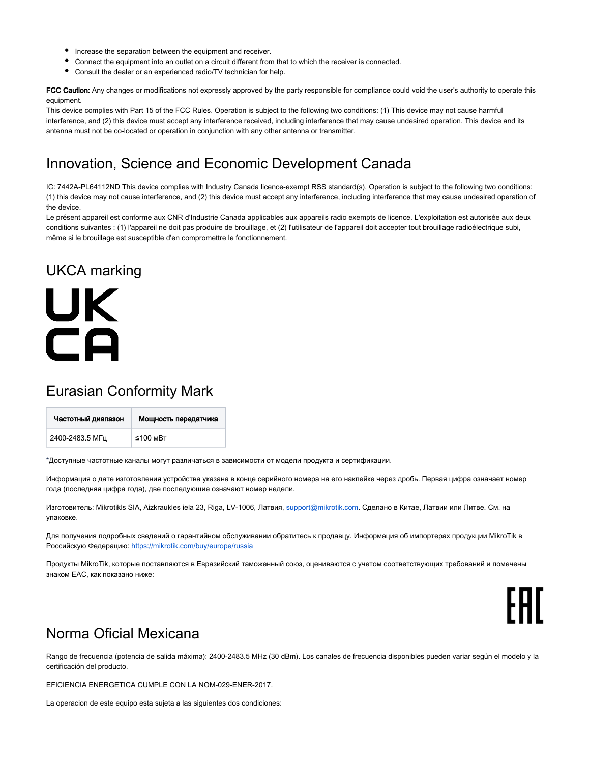- Increase the separation between the equipment and receiver.
- Connect the equipment into an outlet on a circuit different from that to which the receiver is connected.
- Consult the dealer or an experienced radio/TV technician for help.

**FCC Caution:** Any changes or modifications not expressly approved by the party responsible for compliance could void the user's authority to operate this equipment.
This device complies with Part 15 of the FCC Rules. Operation is subject to the following two conditions: (1) This device may not cause harmful interference, and (2) this device must accept any interference received, including interference that may cause undesired operation. This device and its antenna must not be co-located or operation in conjunction with any other antenna or transmitter.

## Innovation, Science and Economic Development Canada

IC: 7442A-PL64112ND This device complies with Industry Canada licence-exempt RSS standard(s). Operation is subject to the following two conditions: (1) this device may not cause interference, and (2) this device must accept any interference, including interference that may cause undesired operation of the device.
Le présent appareil est conforme aux CNR d'Industrie Canada applicables aux appareils radio exempts de licence. L'exploitation est autorisée aux deux conditions suivantes : (1) l'appareil ne doit pas produire de brouillage, et (2) l'utilisateur de l'appareil doit accepter tout brouillage radioélectrique subi, même si le brouillage est susceptible d'en compromettre le fonctionnement.

## UKCA marking

UK
CA

## Eurasian Conformity Mark

| Частотный диапазон | Мощность передатчика |
|---|---|
| 2400-2483.5 МГц | ≤100 мВт |

*Доступные частотные каналы могут различаться в зависимости от модели продукта и сертификации.

Информация о дате изготовления устройства указана в конце серийного номера на его наклейке через дробь. Первая цифра означает номер года (последняя цифра года), две последующие означают номер недели.

Изготовитель: Mikrotikls SIA, Aizkraukles iela 23, Riga, LV-1006, Латвия, support@mikrotik.com. Сделано в Китае, Латвии или Литве. См. на упаковке.

Для получения подробных сведений о гарантийном обслуживании обратитесь к продавцу. Информация об импортерах продукции MikroTik в Российскую Федерацию: https://mikrotik.com/buy/europe/russia

Продукты MikroTik, которые поставляются в Евразийский таможенный союз, оцениваются с учетом соответствующих требований и помечены знаком EAC, как показано ниже:

EAC

## Norma Oficial Mexicana

Rango de frecuencia (potencia de salida máxima): 2400-2483.5 MHz (30 dBm). Los canales de frecuencia disponibles pueden variar según el modelo y la certificación del producto.

EFICIENCIA ENERGETICA CUMPLE CON LA NOM-029-ENER-2017.

La operacion de este equipo esta sujeta a las siguientes dos condiciones: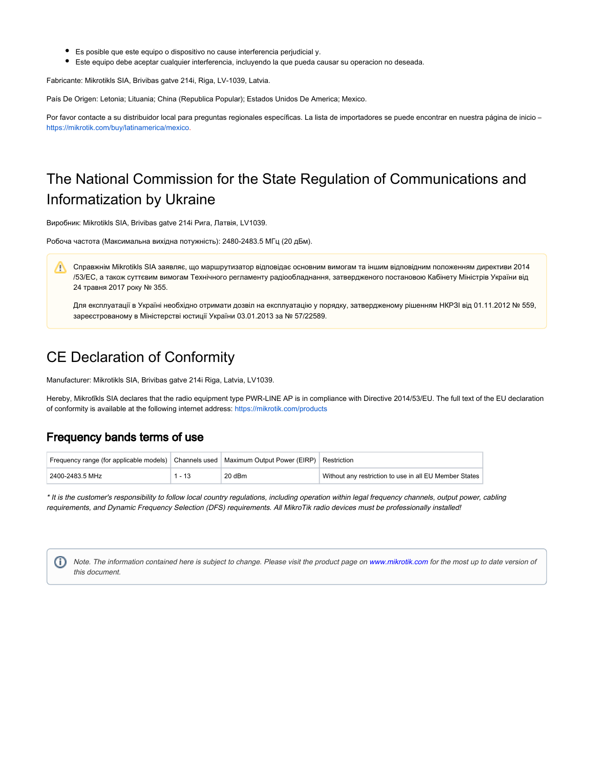- Es posible que este equipo o dispositivo no cause interferencia perjudicial y.
- Este equipo debe aceptar cualquier interferencia, incluyendo la que pueda causar su operacion no deseada.

Fabricante: Mikrotikls SIA, Brivibas gatve 214i, Riga, LV-1039, Latvia.

País De Origen: Letonia; Lituania; China (Republica Popular); Estados Unidos De America; Mexico.

Por favor contacte a su distribuidor local para preguntas regionales específicas. La lista de importadores se puede encontrar en nuestra página de inicio – https://mikrotik.com/buy/latinamerica/mexico.

# The National Commission for the State Regulation of Communications and Informatization by Ukraine

Виробник: Mikrotikls SIA, Brivibas gatve 214i Рига, Латвія, LV1039.

Робоча частота (Максимальна вихідна потужність): 2480-2483.5 МГц (20 дБм).

Справжнім Mikrotikls SIA заявляє, що маршрутизатор відповідає основним вимогам та іншим відповідним положенням директиви 2014/53/EC, а також суттєвим вимогам Технічного регламенту радіообладнання, затвердженого постановою Кабінету Міністрів України від 24 травня 2017 року № 355.

Для експлуатації в Україні необхідно отримати дозвіл на експлуатацію у порядку, затвердженому рішенням НКРЗІ від 01.11.2012 № 559, зареєстрованому в Міністерстві юстиції України 03.01.2013 за № 57/22589.

# CE Declaration of Conformity

Manufacturer: Mikrotikls SIA, Brivibas gatve 214i Riga, Latvia, LV1039.

Hereby, Mikrotīkls SIA declares that the radio equipment type PWR-LINE AP is in compliance with Directive 2014/53/EU. The full text of the EU declaration of conformity is available at the following internet address: https://mikrotik.com/products

## Frequency bands terms of use

| Frequency range (for applicable models) | Channels used | Maximum Output Power (EIRP) | Restriction |
|---|---|---|---|
| 2400-2483.5 MHz | 1 - 13 | 20 dBm | Without any restriction to use in all EU Member States |

*\* It is the customer's responsibility to follow local country regulations, including operation within legal frequency channels, output power, cabling requirements, and Dynamic Frequency Selection (DFS) requirements. All MikroTik radio devices must be professionally installed!*

*Note. The information contained here is subject to change. Please visit the product page on www.mikrotik.com for the most up to date version of this document.*